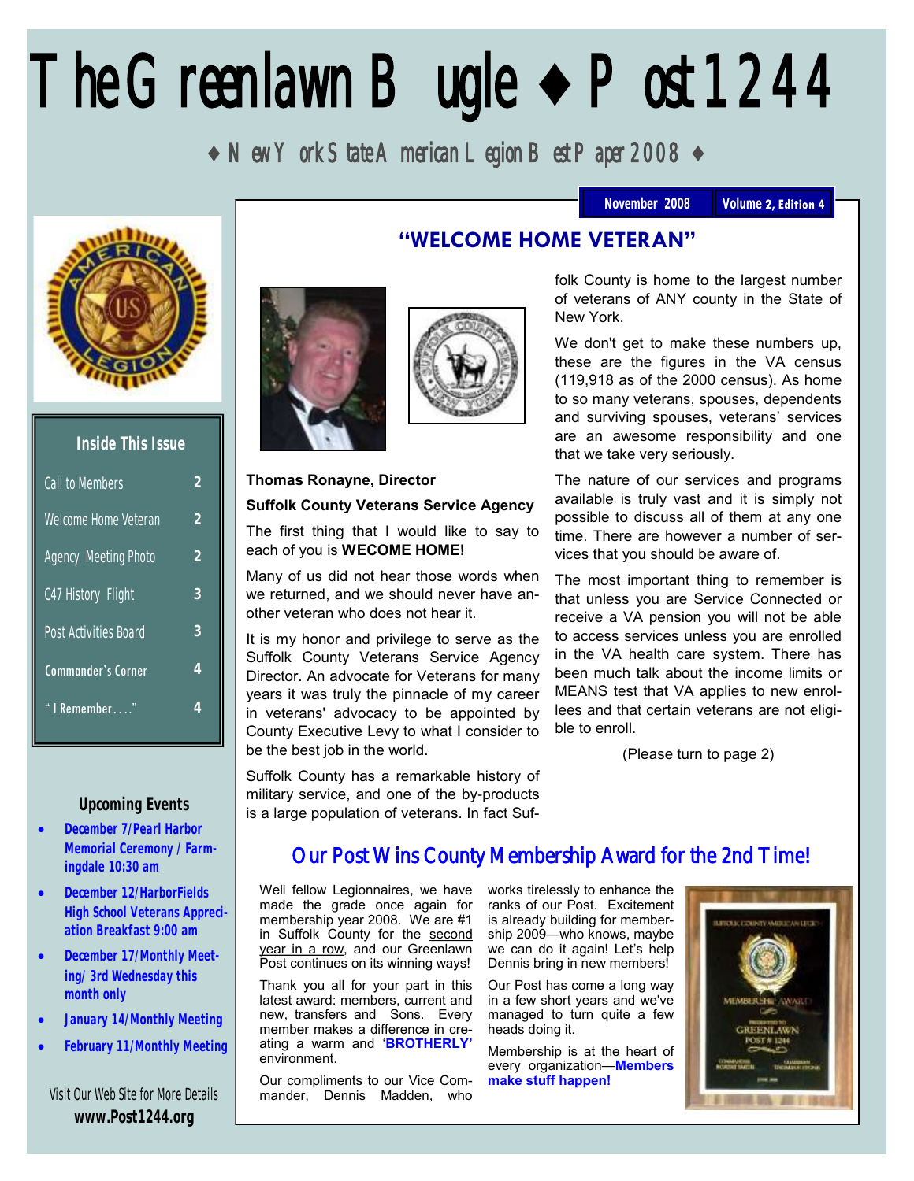# The Greenlawn Bugle ♦ Post 1244

♦ New York State American Legion Best Paper 2008 ♦

November 2008 | Volume 2, Edition 4

## Inside This Issue

| | |
|---|---|
| Call to Members | 2 |
| Welcome Home Veteran | 2 |
| Agency Meeting Photo | 2 |
| C47 History Flight | 3 |
| Post Activities Board | 3 |
| Commander's Corner | 4 |
| "I Remember…." | 4 |

## Upcoming Events

- December 7/Pearl Harbor Memorial Ceremony / Farmingdale 10:30 am
- December 12/HarborFields High School Veterans Appreciation Breakfast 9:00 am
- December 17/Monthly Meeting/ 3rd Wednesday this month only
- January 14/Monthly Meeting
- February 11/Monthly Meeting

Visit Our Web Site for More Details
**www.Post1244.org**

## "WELCOME HOME VETERAN"

**Thomas Ronayne, Director**

**Suffolk County Veterans Service Agency**

The first thing that I would like to say to each of you is **WECOME HOME**!

Many of us did not hear those words when we returned, and we should never have another veteran who does not hear it.

It is my honor and privilege to serve as the Suffolk County Veterans Service Agency Director. An advocate for Veterans for many years it was truly the pinnacle of my career in veterans' advocacy to be appointed by County Executive Levy to what I consider to be the best job in the world.

Suffolk County has a remarkable history of military service, and one of the by-products is a large population of veterans. In fact Suffolk County is home to the largest number of veterans of ANY county in the State of New York.

We don't get to make these numbers up, these are the figures in the VA census (119,918 as of the 2000 census). As home to so many veterans, spouses, dependents and surviving spouses, veterans' services are an awesome responsibility and one that we take very seriously.

The nature of our services and programs available is truly vast and it is simply not possible to discuss all of them at any one time. There are however a number of services that you should be aware of.

The most important thing to remember is that unless you are Service Connected or receive a VA pension you will not be able to access services unless you are enrolled in the VA health care system. There has been much talk about the income limits or MEANS test that VA applies to new enrollees and that certain veterans are not eligible to enroll.

(Please turn to page 2)

## Our Post Wins County Membership Award for the 2nd Time!

Well fellow Legionnaires, we have made the grade once again for membership year 2008. We are #1 in Suffolk County for the second year in a row, and our Greenlawn Post continues on its winning ways!

Thank you all for your part in this latest award: members, current and new, transfers and Sons. Every member makes a difference in creating a warm and '**BROTHERLY**' environment.

Our compliments to our Vice Commander, Dennis Madden, who works tirelessly to enhance the ranks of our Post. Excitement is already building for membership 2009—who knows, maybe we can do it again! Let's help Dennis bring in new members!

Our Post has come a long way in a few short years and we've managed to turn quite a few heads doing it.

Membership is at the heart of every organization—**Members make stuff happen!**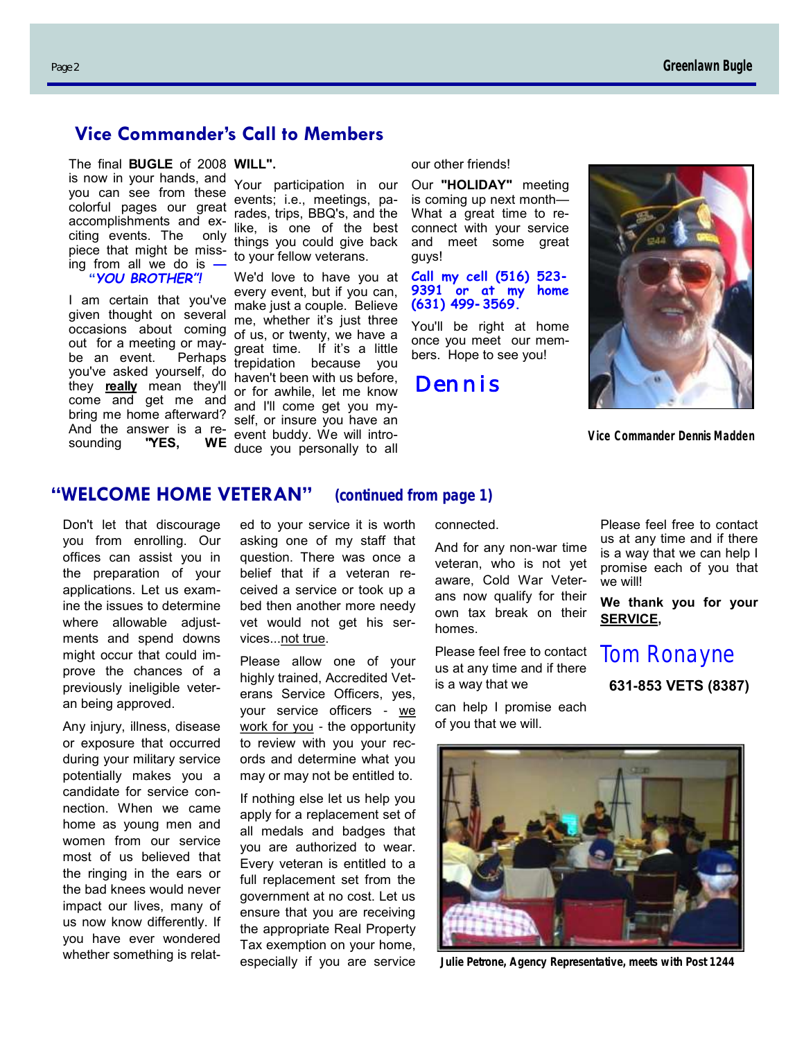## Vice Commander's Call to Members

The final **BUGLE** of 2008 is now in your hands, and you can see from these colorful pages our great accomplishments and exciting events. The only piece that might be missing from all we do is — ***"YOU BROTHER"!***

I am certain that you've given thought on several occasions about coming out for a meeting or maybe an event. Perhaps you've asked yourself, do they **really** mean they'll come and get me and bring me home afterward? And the answer is a resounding **"YES, WE WILL".**

Your participation in our events; i.e., meetings, parades, trips, BBQ's, and the like, is one of the best things you could give back to your fellow veterans.

We'd love to have you at every event, but if you can, make just a couple. Believe me, whether it's just three of us, or twenty, we have a great time. If it's a little trepidation because you haven't been with us before, or for awhile, let me know and I'll come get you myself, or insure you have an event buddy. We will introduce you personally to all our other friends!

Our **"HOLIDAY"** meeting is coming up next month—What a great time to reconnect with your service and meet some great guys!

**Call my cell (516) 523-9391 or at my home (631) 499-3569.**

You'll be right at home once you meet our members. Hope to see you!

Dennis

Vice Commander Dennis Madden

## "WELCOME HOME VETERAN" *(continued from page 1)*

Don't let that discourage you from enrolling. Our offices can assist you in the preparation of your applications. Let us examine the issues to determine where allowable adjustments and spend downs might occur that could improve the chances of a previously ineligible veteran being approved.

Any injury, illness, disease or exposure that occurred during your military service potentially makes you a candidate for service connection. When we came home as young men and women from our service most of us believed that the ringing in the ears or the bad knees would never impact our lives, many of us now know differently. If you have ever wondered whether something is related to your service it is worth asking one of my staff that question. There was once a belief that if a veteran received a service or took up a bed then another more needy vet would not get his services...not true.

Please allow one of your highly trained, Accredited Veterans Service Officers, yes, your service officers - we work for you - the opportunity to review with you your records and determine what you may or may not be entitled to.

If nothing else let us help you apply for a replacement set of all medals and badges that you are authorized to wear. Every veteran is entitled to a full replacement set from the government at no cost. Let us ensure that you are receiving the appropriate Real Property Tax exemption on your home, especially if you are service connected.

And for any non-war time veteran, who is not yet aware, Cold War Veterans now qualify for their own tax break on their homes.

Please feel free to contact us at any time and if there is a way that we can help I promise each of you that we will.

Please feel free to contact us at any time and if there is a way that we can help I promise each of you that we will!

**We thank you for your SERVICE,**

Tom Ronayne

**631-853 VETS (8387)**

Julie Petrone, Agency Representative, meets with Post 1244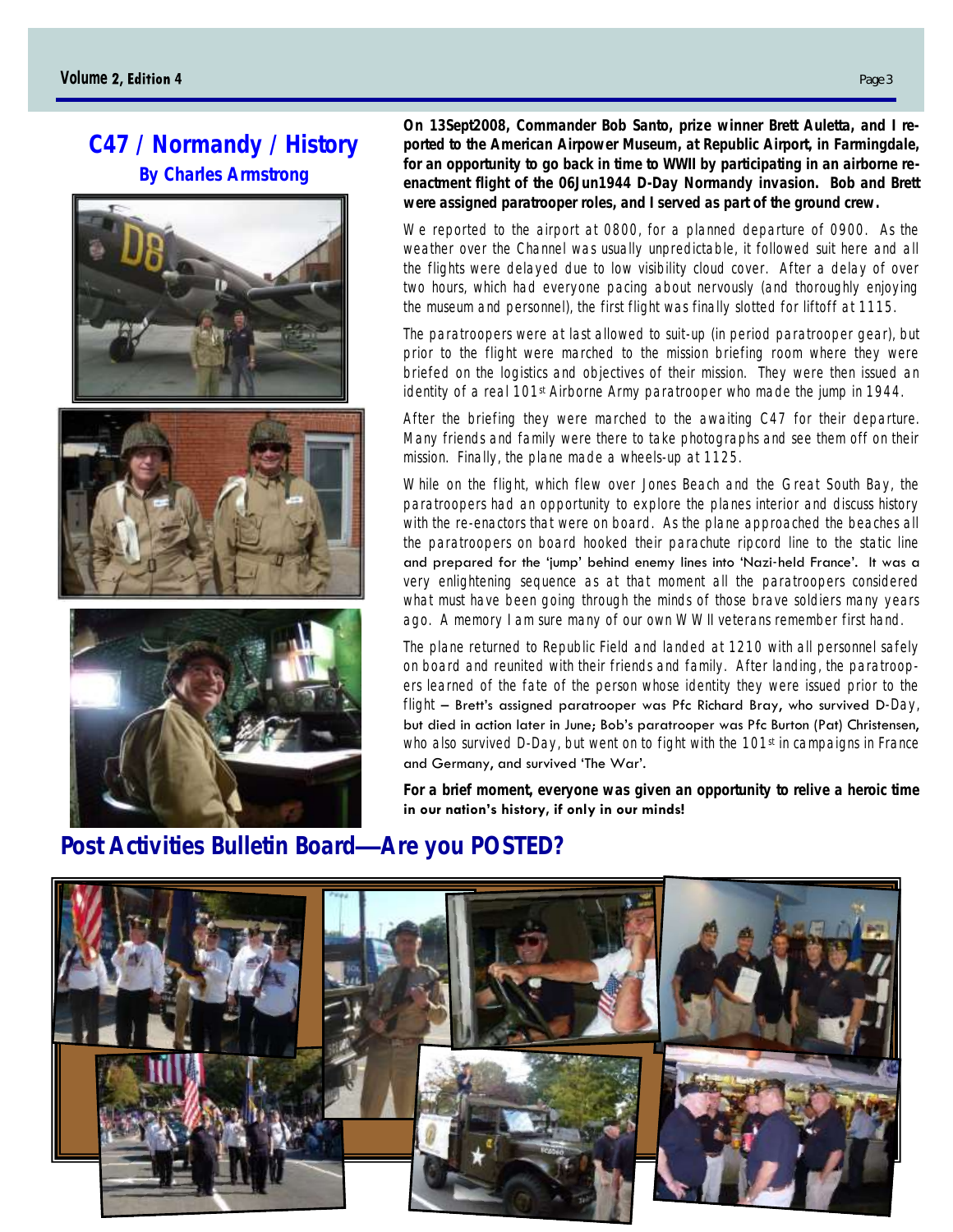## C47 / Normandy / History

**By Charles Armstrong**

**On 13Sept2008, Commander Bob Santo, prize winner Brett Auletta, and I reported to the American Airpower Museum, at Republic Airport, in Farmingdale, for an opportunity to go back in time to WWII by participating in an airborne re-enactment flight of the 06Jun1944 D-Day Normandy invasion. Bob and Brett were assigned paratrooper roles, and I served as part of the ground crew.**

We reported to the airport at 0800, for a planned departure of 0900. As the weather over the Channel was usually unpredictable, it followed suit here and all the flights were delayed due to low visibility cloud cover. After a delay of over two hours, which had everyone pacing about nervously (and thoroughly enjoying the museum and personnel), the first flight was finally slotted for liftoff at 1115.

The paratroopers were at last allowed to suit-up (in period paratrooper gear), but prior to the flight were marched to the mission briefing room where they were briefed on the logistics and objectives of their mission. They were then issued an identity of a real 101st Airborne Army paratrooper who made the jump in 1944.

After the briefing they were marched to the awaiting C47 for their departure. Many friends and family were there to take photographs and see them off on their mission. Finally, the plane made a wheels-up at 1125.

While on the flight, which flew over Jones Beach and the Great South Bay, the paratroopers had an opportunity to explore the planes interior and discuss history with the re-enactors that were on board. As the plane approached the beaches all the paratroopers on board hooked their parachute ripcord line to the static line and prepared for the 'jump' behind enemy lines into 'Nazi-held France'. It was a very enlightening sequence as at that moment all the paratroopers considered what must have been going through the minds of those brave soldiers many years ago. A memory I am sure many of our own WWII veterans remember first hand.

The plane returned to Republic Field and landed at 1210 with all personnel safely on board and reunited with their friends and family. After landing, the paratroopers learned of the fate of the person whose identity they were issued prior to the flight – Brett's assigned paratrooper was Pfc Richard Bray, who survived D-Day, but died in action later in June; Bob's paratrooper was Pfc Burton (Pat) Christensen, who also survived D-Day, but went on to fight with the 101st in campaigns in France and Germany, and survived 'The War'.

**For a brief moment, everyone was given an opportunity to relive a heroic time in our nation's history, if only in our minds!**

## Post Activities Bulletin Board—Are you POSTED?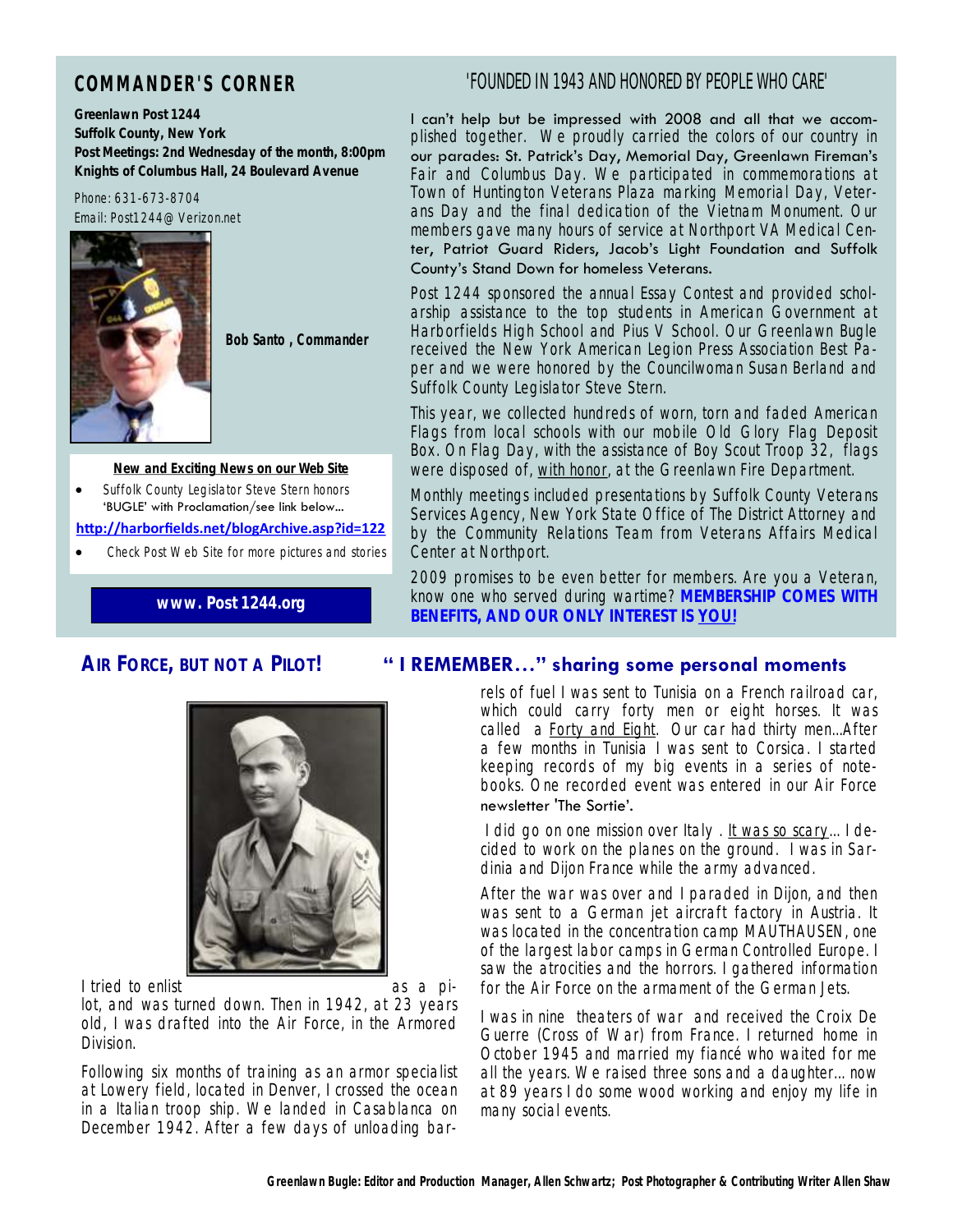## COMMANDER'S CORNER

**Greenlawn Post 1244**
**Suffolk County, New York**
**Post Meetings: 2nd Wednesday of the month, 8:00pm**
**Knights of Columbus Hall, 24 Boulevard Avenue**

Phone: 631-673-8704
Email: Post1244@Verizon.net

**Bob Santo , Commander**

**New and Exciting News on our Web Site**

- Suffolk County Legislator Steve Stern honors 'BUGLE' with Proclamation/see link below...

**http://harborfields.net/blogArchive.asp?id=122**

- Check Post Web Site for more pictures and stories

**www. Post 1244.org**

## 'FOUNDED IN 1943 AND HONORED BY PEOPLE WHO CARE'

I can't help but be impressed with 2008 and all that we accomplished together. We proudly carried the colors of our country in our parades: St. Patrick's Day, Memorial Day, Greenlawn Fireman's Fair and Columbus Day. We participated in commemorations at Town of Huntington Veterans Plaza marking Memorial Day, Veterans Day and the final dedication of the Vietnam Monument. Our members gave many hours of service at Northport VA Medical Center, Patriot Guard Riders, Jacob's Light Foundation and Suffolk County's Stand Down for homeless Veterans.

Post 1244 sponsored the annual Essay Contest and provided scholarship assistance to the top students in American Government at Harborfields High School and Pius V School. Our Greenlawn Bugle received the New York American Legion Press Association Best Paper and we were honored by the Councilwoman Susan Berland and Suffolk County Legislator Steve Stern.

This year, we collected hundreds of worn, torn and faded American Flags from local schools with our mobile Old Glory Flag Deposit Box. On Flag Day, with the assistance of Boy Scout Troop 32, flags were disposed of, with honor, at the Greenlawn Fire Department.

Monthly meetings included presentations by Suffolk County Veterans Services Agency, New York State Office of The District Attorney and by the Community Relations Team from Veterans Affairs Medical Center at Northport.

2009 promises to be even better for members. Are you a Veteran, know one who served during wartime? **MEMBERSHIP COMES WITH BENEFITS, AND OUR ONLY INTEREST IS YOU!**

## AIR FORCE, BUT NOT A PILOT!

## "I REMEMBER..." sharing some personal moments

I tried to enlist as a pilot, and was turned down. Then in 1942, at 23 years old, I was drafted into the Air Force, in the Armored Division.

Following six months of training as an armor specialist at Lowery field, located in Denver, I crossed the ocean in a Italian troop ship. We landed in Casablanca on December 1942. After a few days of unloading barrels of fuel I was sent to Tunisia on a French railroad car, which could carry forty men or eight horses. It was called a Forty and Eight. Our car had thirty men...After a few months in Tunisia I was sent to Corsica. I started keeping records of my big events in a series of notebooks. One recorded event was entered in our Air Force newsletter 'The Sortie'.

I did go on one mission over Italy . It was so scary... I decided to work on the planes on the ground. I was in Sardinia and Dijon France while the army advanced.

After the war was over and I paraded in Dijon, and then was sent to a German jet aircraft factory in Austria. It was located in the concentration camp MAUTHAUSEN, one of the largest labor camps in German Controlled Europe. I saw the atrocities and the horrors. I gathered information for the Air Force on the armament of the German Jets.

I was in nine theaters of war and received the Croix De Guerre (Cross of War) from France. I returned home in October 1945 and married my fiancé who waited for me all the years. We raised three sons and a daughter... now at 89 years I do some wood working and enjoy my life in many social events.

**Greenlawn Bugle: Editor and Production Manager, Allen Schwartz; Post Photographer & Contributing Writer Allen Shaw**